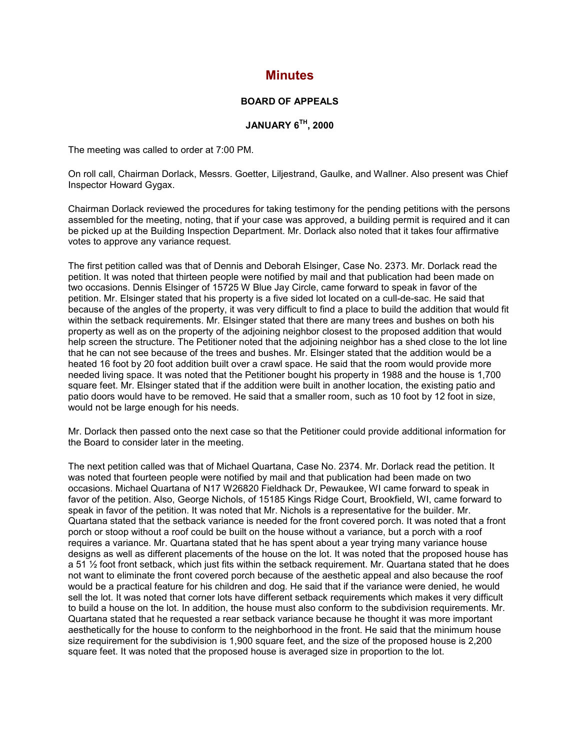# Minutes

### BOARD OF APPEALS

### JANUARY 6TH, 2000

The meeting was called to order at 7:00 PM.

On roll call, Chairman Dorlack, Messrs. Goetter, Liljestrand, Gaulke, and Wallner. Also present was Chief Inspector Howard Gygax.

Chairman Dorlack reviewed the procedures for taking testimony for the pending petitions with the persons assembled for the meeting, noting, that if your case was approved, a building permit is required and it can be picked up at the Building Inspection Department. Mr. Dorlack also noted that it takes four affirmative votes to approve any variance request.

The first petition called was that of Dennis and Deborah Elsinger, Case No. 2373. Mr. Dorlack read the petition. It was noted that thirteen people were notified by mail and that publication had been made on two occasions. Dennis Elsinger of 15725 W Blue Jay Circle, came forward to speak in favor of the petition. Mr. Elsinger stated that his property is a five sided lot located on a cull-de-sac. He said that because of the angles of the property, it was very difficult to find a place to build the addition that would fit within the setback requirements. Mr. Elsinger stated that there are many trees and bushes on both his property as well as on the property of the adjoining neighbor closest to the proposed addition that would help screen the structure. The Petitioner noted that the adjoining neighbor has a shed close to the lot line that he can not see because of the trees and bushes. Mr. Elsinger stated that the addition would be a heated 16 foot by 20 foot addition built over a crawl space. He said that the room would provide more needed living space. It was noted that the Petitioner bought his property in 1988 and the house is 1,700 square feet. Mr. Elsinger stated that if the addition were built in another location, the existing patio and patio doors would have to be removed. He said that a smaller room, such as 10 foot by 12 foot in size, would not be large enough for his needs.

Mr. Dorlack then passed onto the next case so that the Petitioner could provide additional information for the Board to consider later in the meeting.

The next petition called was that of Michael Quartana, Case No. 2374. Mr. Dorlack read the petition. It was noted that fourteen people were notified by mail and that publication had been made on two occasions. Michael Quartana of N17 W26820 Fieldhack Dr, Pewaukee, WI came forward to speak in favor of the petition. Also, George Nichols, of 15185 Kings Ridge Court, Brookfield, WI, came forward to speak in favor of the petition. It was noted that Mr. Nichols is a representative for the builder. Mr. Quartana stated that the setback variance is needed for the front covered porch. It was noted that a front porch or stoop without a roof could be built on the house without a variance, but a porch with a roof requires a variance. Mr. Quartana stated that he has spent about a year trying many variance house designs as well as different placements of the house on the lot. It was noted that the proposed house has a 51 ½ foot front setback, which just fits within the setback requirement. Mr. Quartana stated that he does not want to eliminate the front covered porch because of the aesthetic appeal and also because the roof would be a practical feature for his children and dog. He said that if the variance were denied, he would sell the lot. It was noted that corner lots have different setback requirements which makes it very difficult to build a house on the lot. In addition, the house must also conform to the subdivision requirements. Mr. Quartana stated that he requested a rear setback variance because he thought it was more important aesthetically for the house to conform to the neighborhood in the front. He said that the minimum house size requirement for the subdivision is 1,900 square feet, and the size of the proposed house is 2,200 square feet. It was noted that the proposed house is averaged size in proportion to the lot.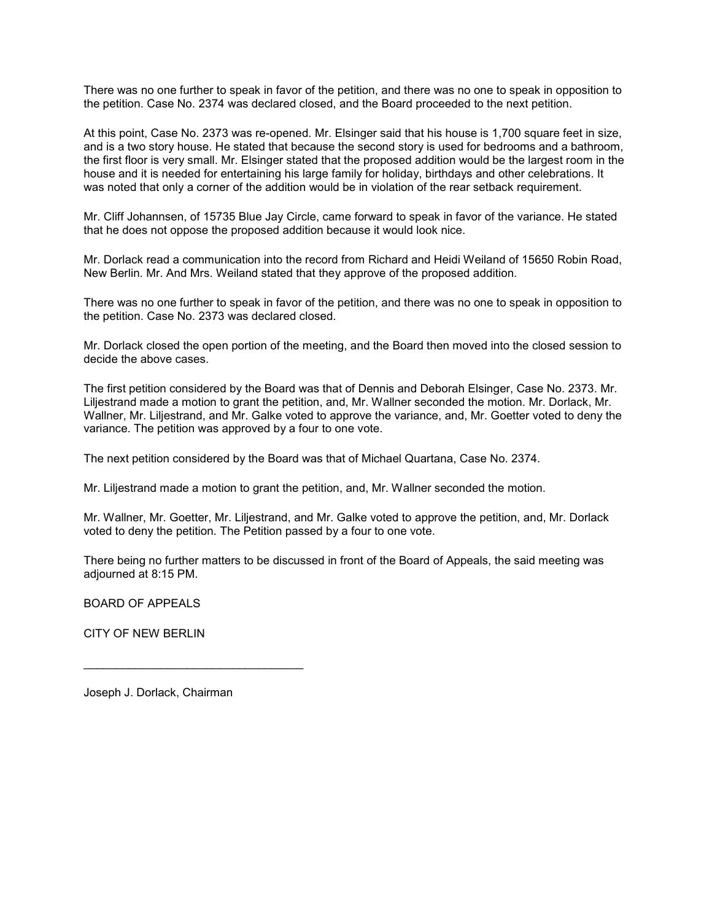There was no one further to speak in favor of the petition, and there was no one to speak in opposition to the petition. Case No. 2374 was declared closed, and the Board proceeded to the next petition.

At this point, Case No. 2373 was re-opened. Mr. Elsinger said that his house is 1,700 square feet in size, and is a two story house. He stated that because the second story is used for bedrooms and a bathroom, the first floor is very small. Mr. Elsinger stated that the proposed addition would be the largest room in the house and it is needed for entertaining his large family for holiday, birthdays and other celebrations. It was noted that only a corner of the addition would be in violation of the rear setback requirement.

Mr. Cliff Johannsen, of 15735 Blue Jay Circle, came forward to speak in favor of the variance. He stated that he does not oppose the proposed addition because it would look nice.

Mr. Dorlack read a communication into the record from Richard and Heidi Weiland of 15650 Robin Road, New Berlin. Mr. And Mrs. Weiland stated that they approve of the proposed addition.

There was no one further to speak in favor of the petition, and there was no one to speak in opposition to the petition. Case No. 2373 was declared closed.

Mr. Dorlack closed the open portion of the meeting, and the Board then moved into the closed session to decide the above cases.

The first petition considered by the Board was that of Dennis and Deborah Elsinger, Case No. 2373. Mr. Liljestrand made a motion to grant the petition, and, Mr. Wallner seconded the motion. Mr. Dorlack, Mr. Wallner, Mr. Liljestrand, and Mr. Galke voted to approve the variance, and, Mr. Goetter voted to deny the variance. The petition was approved by a four to one vote.

The next petition considered by the Board was that of Michael Quartana, Case No. 2374.

Mr. Liljestrand made a motion to grant the petition, and, Mr. Wallner seconded the motion.

Mr. Wallner, Mr. Goetter, Mr. Liljestrand, and Mr. Galke voted to approve the petition, and, Mr. Dorlack voted to deny the petition. The Petition passed by a four to one vote.

There being no further matters to be discussed in front of the Board of Appeals, the said meeting was adjourned at 8:15 PM.

BOARD OF APPEALS

CITY OF NEW BERLIN

___________________________________

Joseph J. Dorlack, Chairman